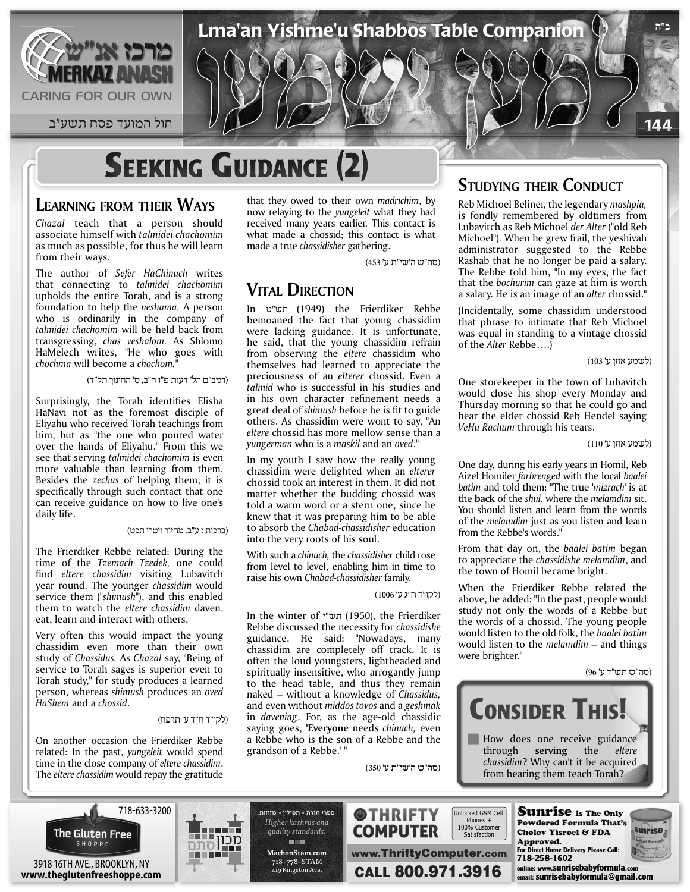# Seeking Guidance (2)

## Learning from their Ways

*Chazal* teach that a person should associate himself with *talmidei chachomim* as much as possible, for thus he will learn from their ways.

The author of *Sefer HaChinuch* writes that connecting to *talmidei chachomim* upholds the entire Torah, and is a strong foundation to help the *neshama*. A person who is ordinarily in the company of *talmidei chachomim* will be held back from transgressing, *chas veshalom*. As Shlomo HaMelech writes, "He who goes with *chochma* will become a *chochom*."

(רמב"ם הל' דעות פ"ו ה"ב, ס' החינוך תל"ד)

Surprisingly, the Torah identifies Elisha HaNavi not as the foremost disciple of Eliyahu who received Torah teachings from him, but as "the one who poured water over the hands of Eliyahu." From this we see that serving *talmidei chachomim* is even more valuable than learning from them. Besides the *zechus* of helping them, it is specifically through such contact that one can receive guidance on how to live one's daily life.

(ברכות ז ע"ב, מחזור ויטרי תכט)

The Frierdiker Rebbe related: During the time of the *Tzemach Tzedek,* one could find *eltere chassidim* visiting Lubavitch year round. The younger *chassidim* would service them ("*shimush*"), and this enabled them to watch the *eltere chassidim* daven, eat, learn and interact with others.

Very often this would impact the young chassidim even more than their own study of *Chassidus*. As *Chazal* say, "Being of service to Torah sages is superior even to Torah study," for study produces a learned person, whereas *shimush* produces an *oved HaShem* and a *chossid*.

(לקו"ד ח"ד ע' תרפח)

On another occasion the Frierdiker Rebbe related: In the past, *yungeleit* would spend time in the close company of *eltere chassidim*. The *eltere chassidim* would repay the gratitude that they owed to their own *madrichim*, by now relaying to the *yungeleit* what they had received many years earlier. This contact is what made a chossid; this contact is what made a true *chassidisher* gathering.

(סה"ש ה'שי"ת ע' 453)

## Vital Direction

In תש"ט (1949) the Frierdiker Rebbe bemoaned the fact that young chassidim were lacking guidance. It is unfortunate, he said, that the young chassidim refrain from observing the *eltere* chassidim who themselves had learned to appreciate the preciousness of an *elterer* chossid. Even a *talmid* who is successful in his studies and in his own character refinement needs a great deal of *shimush* before he is fit to guide others. As chassidim were wont to say, "An *eltere* chossid has more mellow sense than a *yungerman* who is a *maskil* and an *oved*."

In my youth I saw how the really young chassidim were delighted when an *elterer* chossid took an interest in them. It did not matter whether the budding chossid was told a warm word or a stern one, since he knew that it was preparing him to be able to absorb the *Chabad-chassidisher* education into the very roots of his soul.

With such a *chinuch,* the *chassidisher* child rose from level to level, enabling him in time to raise his own *Chabad-chassidisher* family.

(לקו"ד ח"ג ע' 1006)

In the winter of תש"י (1950), the Frierdiker Rebbe discussed the necessity for *chassidishe* guidance. He said: "Nowadays, many chassidim are completely off track. It is often the loud youngsters, lightheaded and spiritually insensitive, who arrogantly jump to the head table, and thus they remain naked – without a knowledge of *Chassidus,* and even without *middos tovos* and a *geshmak* in *davening*. For, as the age-old chassidic saying goes, '**Everyone** needs *chinuch,* even a Rebbe who is the son of a Rebbe and the grandson of a Rebbe.' "

(סה"ש ה'שי"ת ע' 350)

## Studying their Conduct

Reb Michoel Beliner, the legendary *mashpia,* is fondly remembered by oldtimers from Lubavitch as Reb Michoel *der Alter* ("old Reb Michoel"). When he grew frail, the yeshivah administrator suggested to the Rebbe Rashab that he no longer be paid a salary. The Rebbe told him, "In my eyes, the fact that the *bochurim* can gaze at him is worth a salary. He is an image of an *alter* chossid."

(Incidentally, some chassidim understood that phrase to intimate that Reb Michoel was equal in standing to a vintage chossid of the *Alter* Rebbe….)

(לשמע אוזן ע' 103)

One storekeeper in the town of Lubavitch would close his shop every Monday and Thursday morning so that he could go and hear the elder chossid Reb Hendel saying *VeHu Rachum* through his tears.

(לשמע אוזן ע' 110)

One day, during his early years in Homil, Reb Aizel Homiler *farbrenged* with the local *baalei batim* and told them: "The true '*mizrach*' is at the **back** of the *shul,* where the *melamdim* sit. You should listen and learn from the words of the *melamdim* just as you listen and learn from the Rebbe's words."

From that day on, the *baalei batim* began to appreciate the *chassidishe melamdim*, and the town of Homil became bright.

When the Frierdiker Rebbe related the above, he added: "In the past, people would study not only the words of a Rebbe but the words of a chossid. The young people would listen to the old folk, the *baalei batim* would listen to the *melamdim* – and things were brighter."

(סה"ש תש"ד ע' 96)

## Consider This!

- How does one receive guidance through **serving** the *eltere chassidim*? Why can't it be acquired from hearing them teach Torah?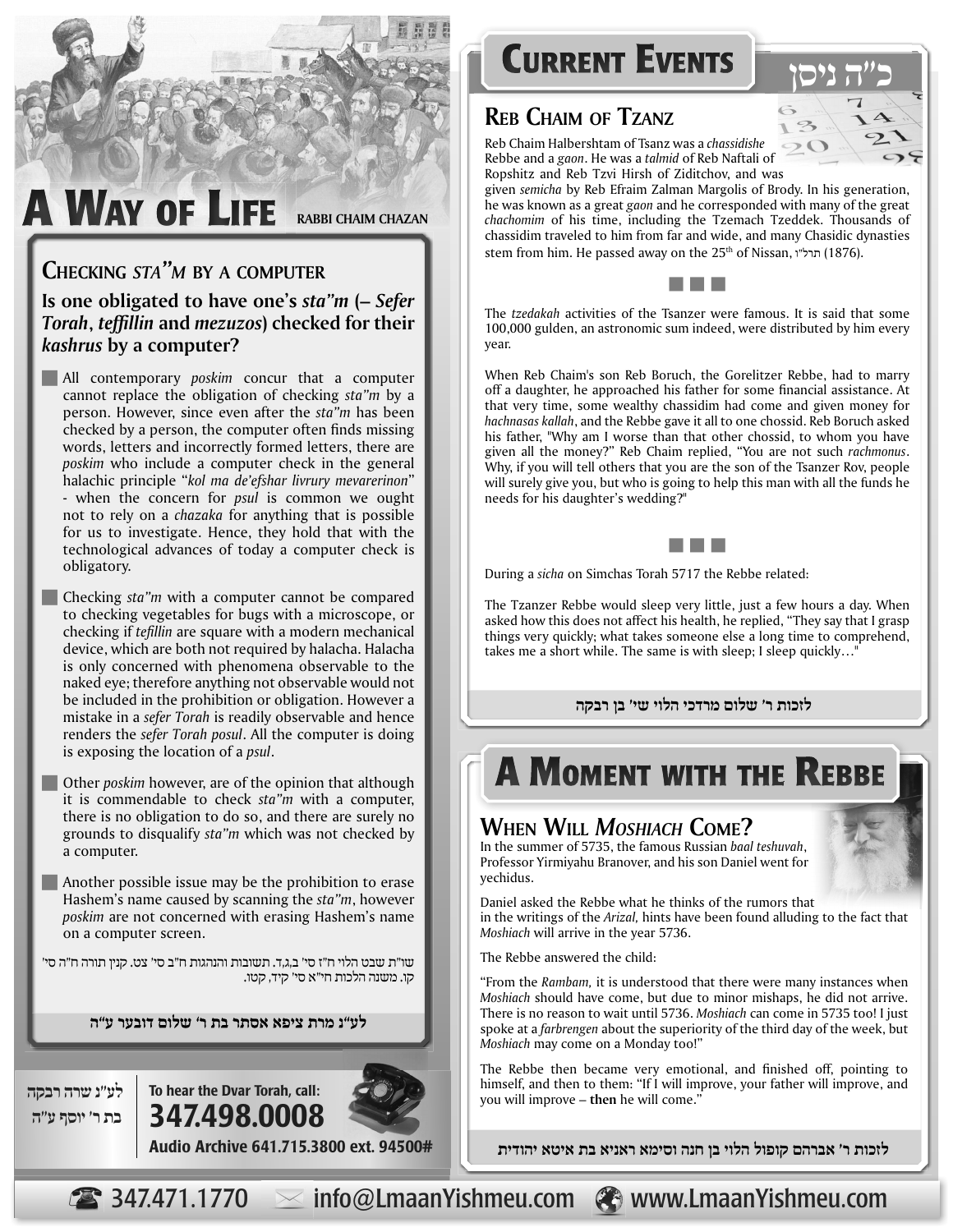# A Way of Life

RABBI CHAIM CHAZAN

## Checking *sta"m* by a computer

**Is one obligated to have one's *sta"m* (– *Sefer Torah*, *teffillin* and *mezuzos*) checked for their *kashrus* by a computer?**

- All contemporary *poskim* concur that a computer cannot replace the obligation of checking *sta"m* by a person. However, since even after the *sta"m* has been checked by a person, the computer often finds missing words, letters and incorrectly formed letters, there are *poskim* who include a computer check in the general halachic principle "*kol ma de'efshar livrury mevarerinon*" - when the concern for *psul* is common we ought not to rely on a *chazaka* for anything that is possible for us to investigate. Hence, they hold that with the technological advances of today a computer check is obligatory.

- Checking *sta"m* with a computer cannot be compared to checking vegetables for bugs with a microscope, or checking if *tefillin* are square with a modern mechanical device, which are both not required by halacha. Halacha is only concerned with phenomena observable to the naked eye; therefore anything not observable would not be included in the prohibition or obligation. However a mistake in a *sefer Torah* is readily observable and hence renders the *sefer Torah posul*. All the computer is doing is exposing the location of a *psul*.

- Other *poskim* however, are of the opinion that although it is commendable to check *sta"m* with a computer, there is no obligation to do so, and there are surely no grounds to disqualify *sta"m* which was not checked by a computer.

- Another possible issue may be the prohibition to erase Hashem's name caused by scanning the *sta"m*, however *poskim* are not concerned with erasing Hashem's name on a computer screen.

שו"ת שבט הלוי ח"ז סי' ב,ג,ד. תשובות והנהגות ח"ב סי' צט. קנין תורה ח"ה סי' קו. משנה הלכות חי"א סי' קיד, קטו.

**לע"נ מרת ציפא אסתר בת ר' שלום דובער ע"ה**

לע"נ שרה רבקה בת ר' יוסף ע"ה

**To hear the Dvar Torah, call:**
**347.498.0008**
**Audio Archive 641.715.3800 ext. 94500#**

# Current Events

כ"ה ניסן

## Reb Chaim of Tzanz

Reb Chaim Halbershtam of Tsanz was a *chassidishe* Rebbe and a *gaon*. He was a *talmid* of Reb Naftali of Ropshitz and Reb Tzvi Hirsh of Ziditchov, and was given *semicha* by Reb Efraim Zalman Margolis of Brody. In his generation, he was known as a great *gaon* and he corresponded with many of the great *chachomim* of his time, including the Tzemach Tzeddek. Thousands of chassidim traveled to him from far and wide, and many Chasidic dynasties stem from him. He passed away on the 25th of Nissan, תרל"ו (1876).

■ ■ ■

The *tzedakah* activities of the Tsanzer were famous. It is said that some 100,000 gulden, an astronomic sum indeed, were distributed by him every year.

When Reb Chaim's son Reb Boruch, the Gorelitzer Rebbe, had to marry off a daughter, he approached his father for some financial assistance. At that very time, some wealthy chassidim had come and given money for *hachnasas kallah*, and the Rebbe gave it all to one chossid. Reb Boruch asked his father, "Why am I worse than that other chossid, to whom you have given all the money?" Reb Chaim replied, "You are not such *rachmonus*. Why, if you will tell others that you are the son of the Tsanzer Rov, people will surely give you, but who is going to help this man with all the funds he needs for his daughter's wedding?"

■ ■ ■

During a *sicha* on Simchas Torah 5717 the Rebbe related:

The Tzanzer Rebbe would sleep very little, just a few hours a day. When asked how this does not affect his health, he replied, "They say that I grasp things very quickly; what takes someone else a long time to comprehend, takes me a short while. The same is with sleep; I sleep quickly…"

**לזכות ר' שלום מרדכי הלוי שי' בן רבקה**

# A Moment with the Rebbe

## When Will *Moshiach* Come?

In the summer of 5735, the famous Russian *baal teshuvah*, Professor Yirmiyahu Branover, and his son Daniel went for yechidus.

Daniel asked the Rebbe what he thinks of the rumors that in the writings of the *Arizal,* hints have been found alluding to the fact that *Moshiach* will arrive in the year 5736.

The Rebbe answered the child:

"From the *Rambam,* it is understood that there were many instances when *Moshiach* should have come, but due to minor mishaps, he did not arrive. There is no reason to wait until 5736. *Moshiach* can come in 5735 too! I just spoke at a *farbrengen* about the superiority of the third day of the week, but *Moshiach* may come on a Monday too!"

The Rebbe then became very emotional, and finished off, pointing to himself, and then to them: "If I will improve, your father will improve, and you will improve – **then** he will come."

**לזכות ר' אברהם קופול הלוי בן חנה וסימא ראניא בת איטא יהודית**

347.471.1770 info@LmaanYishmeu.com www.LmaanYishmeu.com